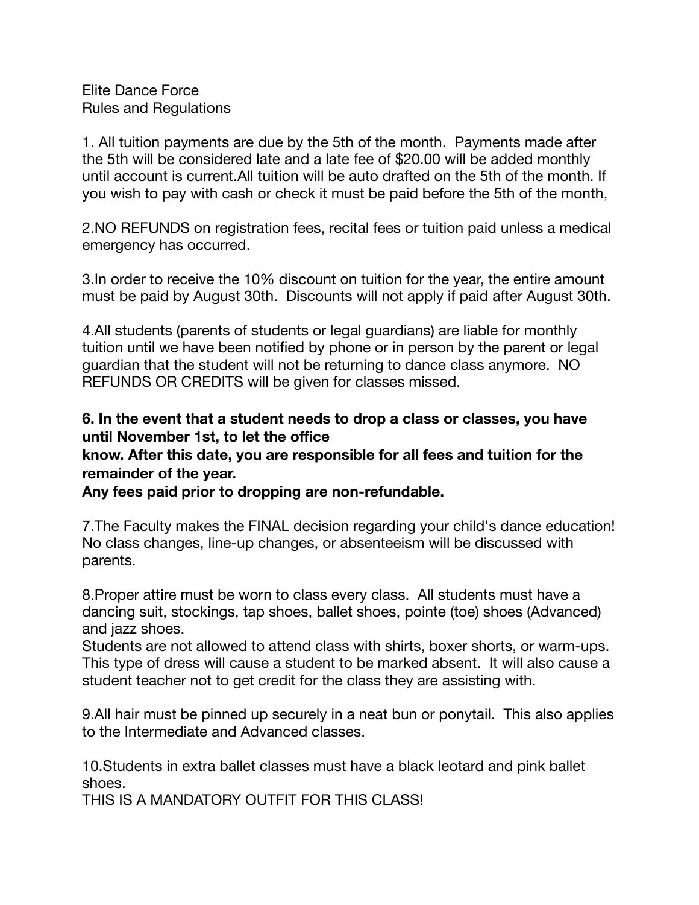Elite Dance Force
Rules and Regulations

1. All tuition payments are due by the 5th of the month. Payments made after the 5th will be considered late and a late fee of $20.00 will be added monthly until account is current.All tuition will be auto drafted on the 5th of the month. If you wish to pay with cash or check it must be paid before the 5th of the month,

2.NO REFUNDS on registration fees, recital fees or tuition paid unless a medical emergency has occurred.

3.In order to receive the 10% discount on tuition for the year, the entire amount must be paid by August 30th. Discounts will not apply if paid after August 30th.

4.All students (parents of students or legal guardians) are liable for monthly tuition until we have been notified by phone or in person by the parent or legal guardian that the student will not be returning to dance class anymore. NO REFUNDS OR CREDITS will be given for classes missed.

**6. In the event that a student needs to drop a class or classes, you have until November 1st, to let the office**
**know. After this date, you are responsible for all fees and tuition for the remainder of the year.**
**Any fees paid prior to dropping are non-refundable.**

7.The Faculty makes the FINAL decision regarding your child's dance education! No class changes, line-up changes, or absenteeism will be discussed with parents.

8.Proper attire must be worn to class every class. All students must have a dancing suit, stockings, tap shoes, ballet shoes, pointe (toe) shoes (Advanced) and jazz shoes.
Students are not allowed to attend class with shirts, boxer shorts, or warm-ups. This type of dress will cause a student to be marked absent. It will also cause a student teacher not to get credit for the class they are assisting with.

9.All hair must be pinned up securely in a neat bun or ponytail. This also applies to the Intermediate and Advanced classes.

10.Students in extra ballet classes must have a black leotard and pink ballet shoes.
THIS IS A MANDATORY OUTFIT FOR THIS CLASS!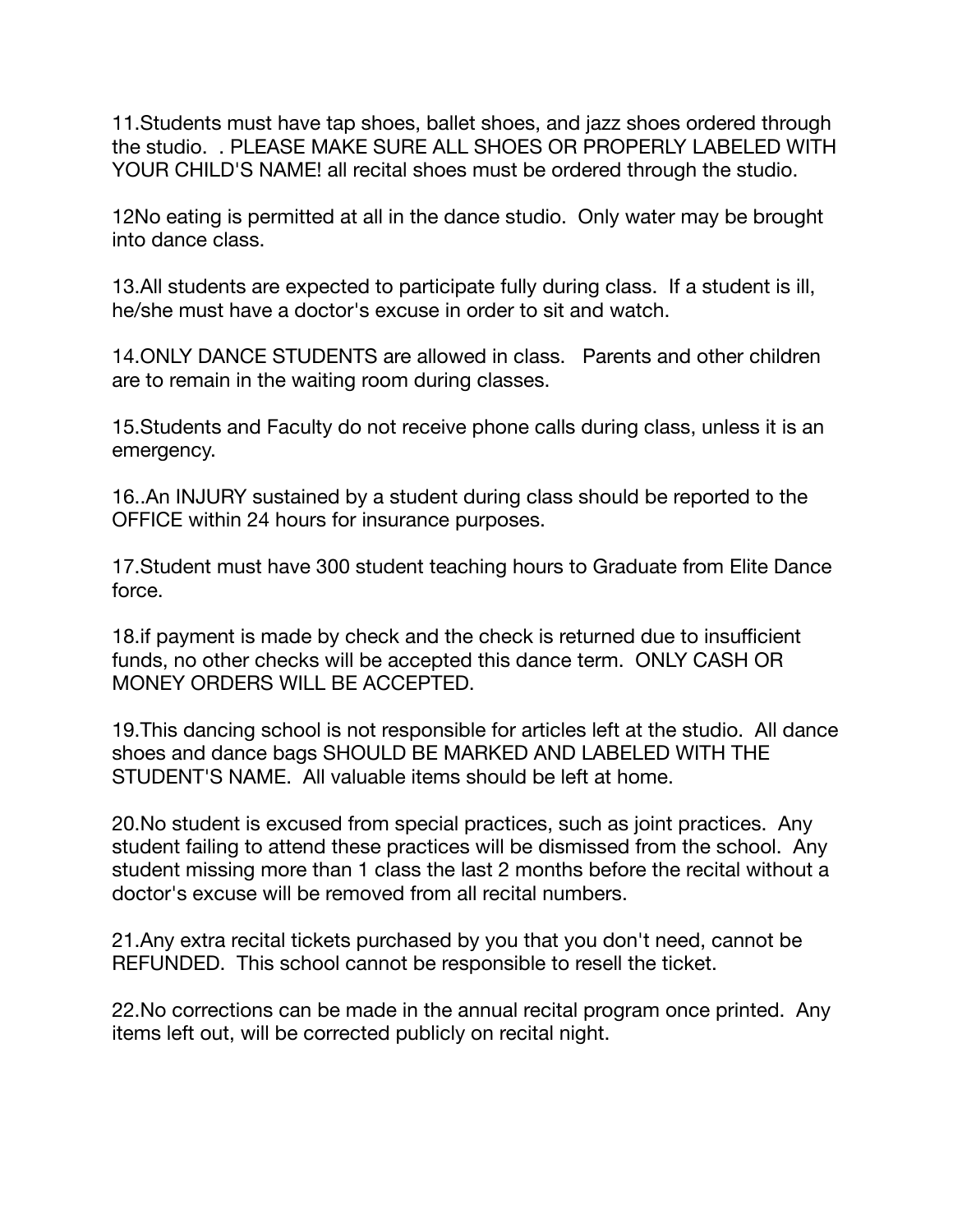11.Students must have tap shoes, ballet shoes, and jazz shoes ordered through the studio.  . PLEASE MAKE SURE ALL SHOES OR PROPERLY LABELED WITH YOUR CHILD'S NAME! all recital shoes must be ordered through the studio.

12No eating is permitted at all in the dance studio.  Only water may be brought into dance class.

13.All students are expected to participate fully during class.  If a student is ill, he/she must have a doctor's excuse in order to sit and watch.

14.ONLY DANCE STUDENTS are allowed in class.   Parents and other children are to remain in the waiting room during classes.

15.Students and Faculty do not receive phone calls during class, unless it is an emergency.

16..An INJURY sustained by a student during class should be reported to the OFFICE within 24 hours for insurance purposes.

17.Student must have 300 student teaching hours to Graduate from Elite Dance force.

18.if payment is made by check and the check is returned due to insufficient funds, no other checks will be accepted this dance term.  ONLY CASH OR MONEY ORDERS WILL BE ACCEPTED.

19.This dancing school is not responsible for articles left at the studio.  All dance shoes and dance bags SHOULD BE MARKED AND LABELED WITH THE STUDENT'S NAME.  All valuable items should be left at home.

20.No student is excused from special practices, such as joint practices.  Any student failing to attend these practices will be dismissed from the school.  Any student missing more than 1 class the last 2 months before the recital without a doctor's excuse will be removed from all recital numbers.

21.Any extra recital tickets purchased by you that you don't need, cannot be REFUNDED.  This school cannot be responsible to resell the ticket.

22.No corrections can be made in the annual recital program once printed.  Any items left out, will be corrected publicly on recital night.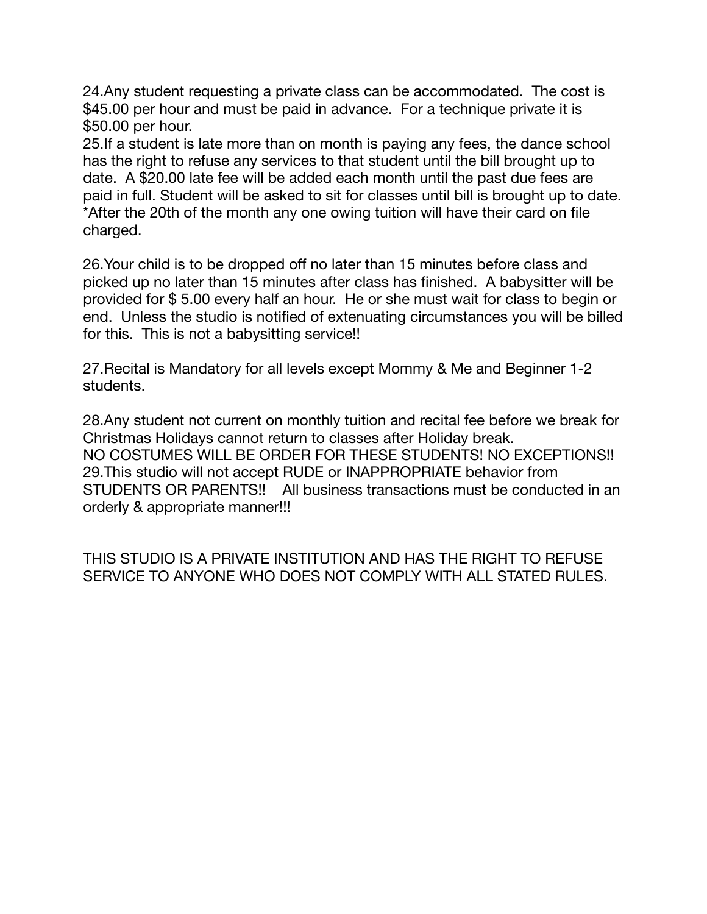24.Any student requesting a private class can be accommodated. The cost is $45.00 per hour and must be paid in advance. For a technique private it is $50.00 per hour.

25.If a student is late more than on month is paying any fees, the dance school has the right to refuse any services to that student until the bill brought up to date. A $20.00 late fee will be added each month until the past due fees are paid in full. Student will be asked to sit for classes until bill is brought up to date. *After the 20th of the month any one owing tuition will have their card on file charged.

26.Your child is to be dropped off no later than 15 minutes before class and picked up no later than 15 minutes after class has finished. A babysitter will be provided for $ 5.00 every half an hour. He or she must wait for class to begin or end. Unless the studio is notified of extenuating circumstances you will be billed for this. This is not a babysitting service!!

27.Recital is Mandatory for all levels except Mommy & Me and Beginner 1-2 students.

28.Any student not current on monthly tuition and recital fee before we break for Christmas Holidays cannot return to classes after Holiday break.
NO COSTUMES WILL BE ORDER FOR THESE STUDENTS! NO EXCEPTIONS!!

29.This studio will not accept RUDE or INAPPROPRIATE behavior from STUDENTS OR PARENTS!! All business transactions must be conducted in an orderly & appropriate manner!!!

THIS STUDIO IS A PRIVATE INSTITUTION AND HAS THE RIGHT TO REFUSE SERVICE TO ANYONE WHO DOES NOT COMPLY WITH ALL STATED RULES.